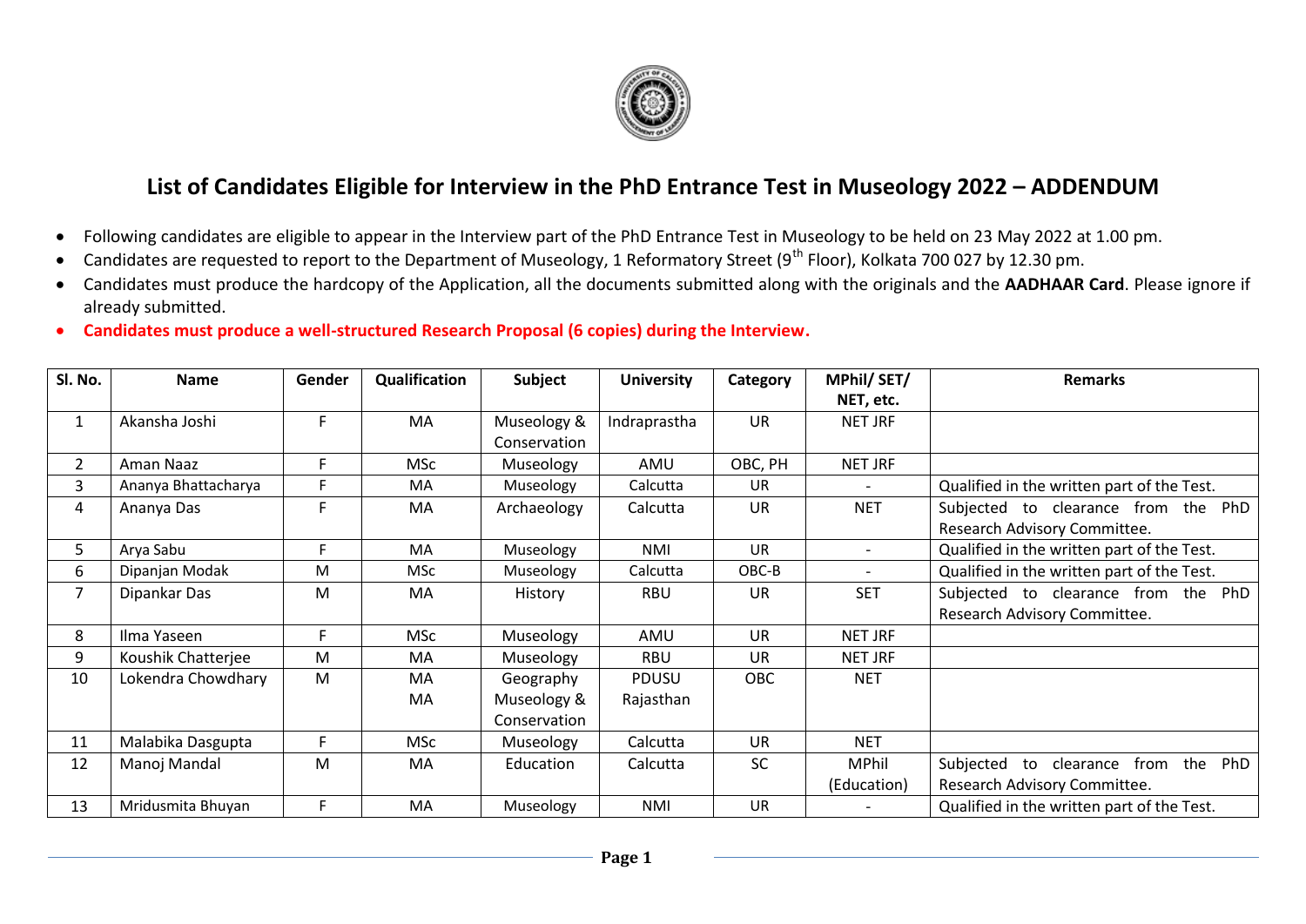# List of Candidates Eligible for Interview in the PhD Entrance Test in Museology 2022 – ADDENDUM

- Following candidates are eligible to appear in the Interview part of the PhD Entrance Test in Museology to be held on 23 May 2022 at 1.00 pm.
- Candidates are requested to report to the Department of Museology, 1 Reformatory Street (9th Floor), Kolkata 700 027 by 12.30 pm.
- Candidates must produce the hardcopy of the Application, all the documents submitted along with the originals and the **AADHAAR Card**. Please ignore if already submitted.
- **Candidates must produce a well-structured Research Proposal (6 copies) during the Interview.**

| Sl. No. | Name | Gender | Qualification | Subject | University | Category | MPhil/ SET/ NET, etc. | Remarks |
|---|---|---|---|---|---|---|---|---|
| 1 | Akansha Joshi | F | MA | Museology & Conservation | Indraprastha | UR | NET JRF | |
| 2 | Aman Naaz | F | MSc | Museology | AMU | OBC, PH | NET JRF | |
| 3 | Ananya Bhattacharya | F | MA | Museology | Calcutta | UR | - | Qualified in the written part of the Test. |
| 4 | Ananya Das | F | MA | Archaeology | Calcutta | UR | NET | Subjected to clearance from the PhD Research Advisory Committee. |
| 5 | Arya Sabu | F | MA | Museology | NMI | UR | - | Qualified in the written part of the Test. |
| 6 | Dipanjan Modak | M | MSc | Museology | Calcutta | OBC-B | - | Qualified in the written part of the Test. |
| 7 | Dipankar Das | M | MA | History | RBU | UR | SET | Subjected to clearance from the PhD Research Advisory Committee. |
| 8 | Ilma Yaseen | F | MSc | Museology | AMU | UR | NET JRF | |
| 9 | Koushik Chatterjee | M | MA | Museology | RBU | UR | NET JRF | |
| 10 | Lokendra Chowdhary | M | MA<br>MA | Geography<br>Museology & Conservation | PDUSU<br>Rajasthan | OBC | NET | |
| 11 | Malabika Dasgupta | F | MSc | Museology | Calcutta | UR | NET | |
| 12 | Manoj Mandal | M | MA | Education | Calcutta | SC | MPhil (Education) | Subjected to clearance from the PhD Research Advisory Committee. |
| 13 | Mridusmita Bhuyan | F | MA | Museology | NMI | UR | - | Qualified in the written part of the Test. |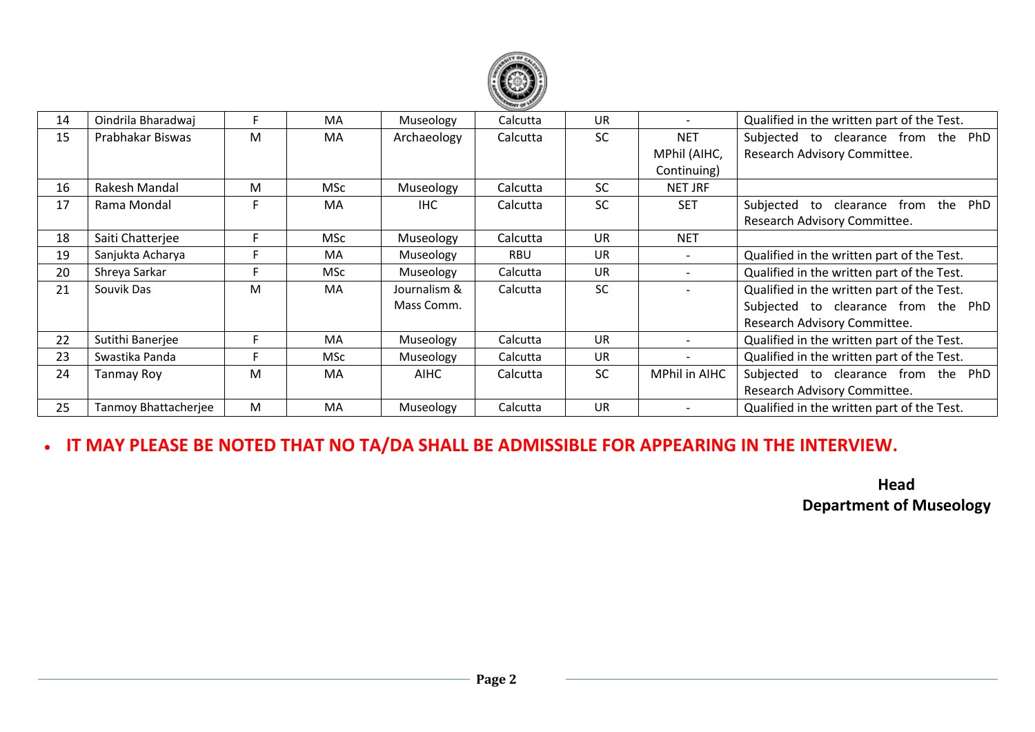| | | | | | | | | |
|---|---|---|---|---|---|---|---|---|
| 14 | Oindrila Bharadwaj | F | MA | Museology | Calcutta | UR | - | Qualified in the written part of the Test. |
| 15 | Prabhakar Biswas | M | MA | Archaeology | Calcutta | SC | NET MPhil (AIHC, Continuing) | Subjected to clearance from the PhD Research Advisory Committee. |
| 16 | Rakesh Mandal | M | MSc | Museology | Calcutta | SC | NET JRF | |
| 17 | Rama Mondal | F | MA | IHC | Calcutta | SC | SET | Subjected to clearance from the PhD Research Advisory Committee. |
| 18 | Saiti Chatterjee | F | MSc | Museology | Calcutta | UR | NET | |
| 19 | Sanjukta Acharya | F | MA | Museology | RBU | UR | - | Qualified in the written part of the Test. |
| 20 | Shreya Sarkar | F | MSc | Museology | Calcutta | UR | - | Qualified in the written part of the Test. |
| 21 | Souvik Das | M | MA | Journalism & Mass Comm. | Calcutta | SC | - | Qualified in the written part of the Test. Subjected to clearance from the PhD Research Advisory Committee. |
| 22 | Sutithi Banerjee | F | MA | Museology | Calcutta | UR | - | Qualified in the written part of the Test. |
| 23 | Swastika Panda | F | MSc | Museology | Calcutta | UR | - | Qualified in the written part of the Test. |
| 24 | Tanmay Roy | M | MA | AIHC | Calcutta | SC | MPhil in AIHC | Subjected to clearance from the PhD Research Advisory Committee. |
| 25 | Tanmoy Bhattacherjee | M | MA | Museology | Calcutta | UR | - | Qualified in the written part of the Test. |

- **IT MAY PLEASE BE NOTED THAT NO TA/DA SHALL BE ADMISSIBLE FOR APPEARING IN THE INTERVIEW.**

**Head**
**Department of Museology**